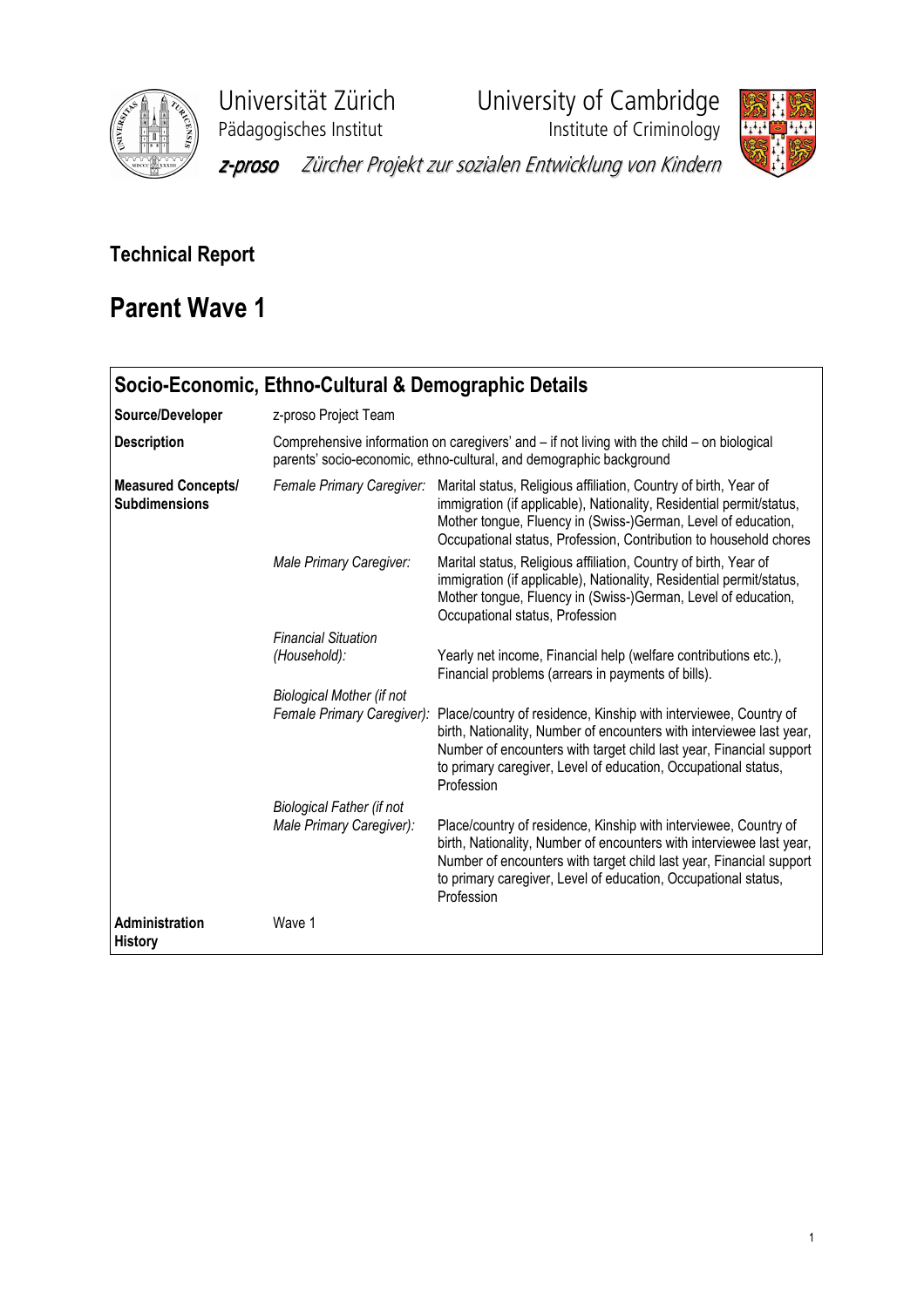Universität Zürich
Pädagogisches Institut

University of Cambridge
Institute of Criminology

*z-proso* *Zürcher Projekt zur sozialen Entwicklung von Kindern*

# Technical Report

# Parent Wave 1

| **Socio-Economic, Ethno-Cultural & Demographic Details** | | |
|---|---|---|
| **Source/Developer** | z-proso Project Team | |
| **Description** | Comprehensive information on caregivers' and – if not living with the child – on biological parents' socio-economic, ethno-cultural, and demographic background | |
| **Measured Concepts/ Subdimensions** | *Female Primary Caregiver:* | Marital status, Religious affiliation, Country of birth, Year of immigration (if applicable), Nationality, Residential permit/status, Mother tongue, Fluency in (Swiss-)German, Level of education, Occupational status, Profession, Contribution to household chores |
| | *Male Primary Caregiver:* | Marital status, Religious affiliation, Country of birth, Year of immigration (if applicable), Nationality, Residential permit/status, Mother tongue, Fluency in (Swiss-)German, Level of education, Occupational status, Profession |
| | *Financial Situation (Household):* | Yearly net income, Financial help (welfare contributions etc.), Financial problems (arrears in payments of bills). |
| | *Biological Mother (if not Female Primary Caregiver):* | Place/country of residence, Kinship with interviewee, Country of birth, Nationality, Number of encounters with interviewee last year, Number of encounters with target child last year, Financial support to primary caregiver, Level of education, Occupational status, Profession |
| | *Biological Father (if not Male Primary Caregiver):* | Place/country of residence, Kinship with interviewee, Country of birth, Nationality, Number of encounters with interviewee last year, Number of encounters with target child last year, Financial support to primary caregiver, Level of education, Occupational status, Profession |
| **Administration History** | Wave 1 | |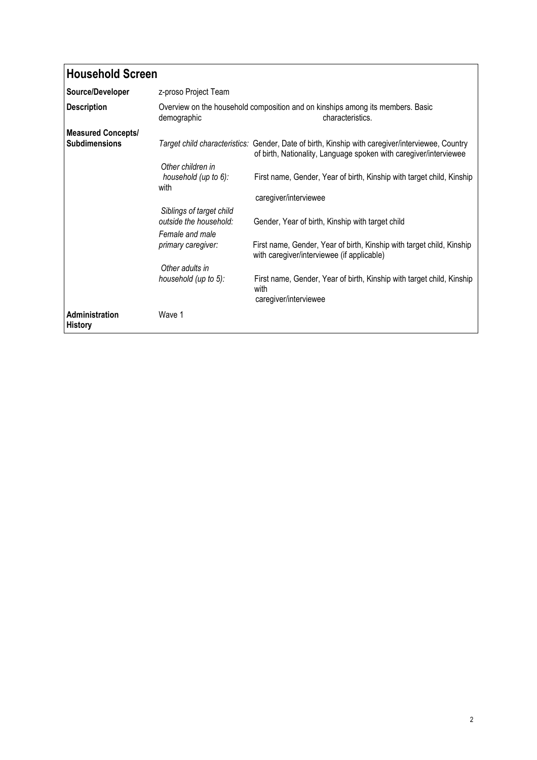## Household Screen

| | |
|---|---|
| **Source/Developer** | z-proso Project Team |
| **Description** | Overview on the household composition and on kinships among its members. Basic demographic characteristics. |
| **Measured Concepts/ Subdimensions** | *Target child characteristics:* Gender, Date of birth, Kinship with caregiver/interviewee, Country of birth, Nationality, Language spoken with caregiver/interviewee<br>*Other children in household (up to 6):* First name, Gender, Year of birth, Kinship with target child, Kinship with caregiver/interviewee<br>*Siblings of target child outside the household:* Gender, Year of birth, Kinship with target child<br>*Female and male primary caregiver:* First name, Gender, Year of birth, Kinship with target child, Kinship with caregiver/interviewee (if applicable)<br>*Other adults in household (up to 5):* First name, Gender, Year of birth, Kinship with target child, Kinship with caregiver/interviewee |
| **Administration History** | Wave 1 |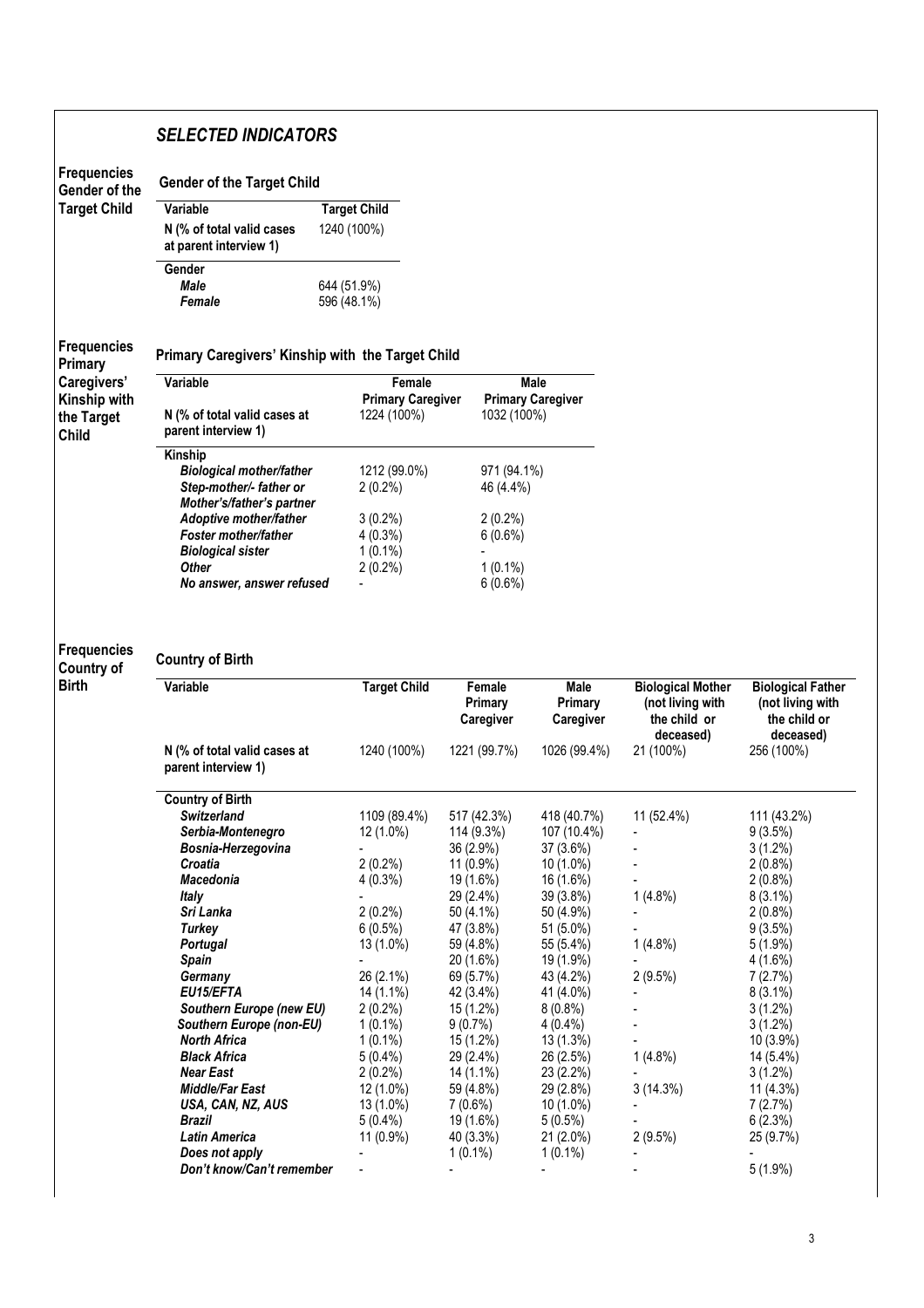## *SELECTED INDICATORS*

**Frequencies Gender of the Target Child**

### Gender of the Target Child

| Variable | Target Child |
|---|---|
| N (% of total valid cases at parent interview 1) | 1240 (100%) |
| **Gender** | |
| ***Male*** | 644 (51.9%) |
| ***Female*** | 596 (48.1%) |

**Frequencies Primary Caregivers' Kinship with the Target Child**

### Primary Caregivers' Kinship with the Target Child

| Variable | Female Primary Caregiver | Male Primary Caregiver |
|---|---|---|
| N (% of total valid cases at parent interview 1) | 1224 (100%) | 1032 (100%) |
| **Kinship** | | |
| ***Biological mother/father*** | 1212 (99.0%) | 971 (94.1%) |
| ***Step-mother/- father or Mother's/father's partner*** | 2 (0.2%) | 46 (4.4%) |
| ***Adoptive mother/father*** | 3 (0.2%) | 2 (0.2%) |
| ***Foster mother/father*** | 4 (0.3%) | 6 (0.6%) |
| ***Biological sister*** | 1 (0.1%) | - |
| ***Other*** | 2 (0.2%) | 1 (0.1%) |
| ***No answer, answer refused*** | - | 6 (0.6%) |

**Frequencies Country of Birth**

### Country of Birth

| Variable | Target Child | Female Primary Caregiver | Male Primary Caregiver | Biological Mother (not living with the child or deceased) | Biological Father (not living with the child or deceased) |
|---|---|---|---|---|---|
| N (% of total valid cases at parent interview 1) | 1240 (100%) | 1221 (99.7%) | 1026 (99.4%) | 21 (100%) | 256 (100%) |
| **Country of Birth** | | | | | |
| ***Switzerland*** | 1109 (89.4%) | 517 (42.3%) | 418 (40.7%) | 11 (52.4%) | 111 (43.2%) |
| ***Serbia-Montenegro*** | 12 (1.0%) | 114 (9.3%) | 107 (10.4%) | - | 9 (3.5%) |
| ***Bosnia-Herzegovina*** | - | 36 (2.9%) | 37 (3.6%) | - | 3 (1.2%) |
| ***Croatia*** | 2 (0.2%) | 11 (0.9%) | 10 (1.0%) | - | 2 (0.8%) |
| ***Macedonia*** | 4 (0.3%) | 19 (1.6%) | 16 (1.6%) | - | 2 (0.8%) |
| ***Italy*** | - | 29 (2.4%) | 39 (3.8%) | 1 (4.8%) | 8 (3.1%) |
| ***Sri Lanka*** | 2 (0.2%) | 50 (4.1%) | 50 (4.9%) | - | 2 (0.8%) |
| ***Turkey*** | 6 (0.5%) | 47 (3.8%) | 51 (5.0%) | - | 9 (3.5%) |
| ***Portugal*** | 13 (1.0%) | 59 (4.8%) | 55 (5.4%) | 1 (4.8%) | 5 (1.9%) |
| ***Spain*** | - | 20 (1.6%) | 19 (1.9%) | - | 4 (1.6%) |
| ***Germany*** | 26 (2.1%) | 69 (5.7%) | 43 (4.2%) | 2 (9.5%) | 7 (2.7%) |
| ***EU15/EFTA*** | 14 (1.1%) | 42 (3.4%) | 41 (4.0%) | - | 8 (3.1%) |
| ***Southern Europe (new EU)*** | 2 (0.2%) | 15 (1.2%) | 8 (0.8%) | - | 3 (1.2%) |
| ***Southern Europe (non-EU)*** | 1 (0.1%) | 9 (0.7%) | 4 (0.4%) | - | 3 (1.2%) |
| ***North Africa*** | 1 (0.1%) | 15 (1.2%) | 13 (1.3%) | - | 10 (3.9%) |
| ***Black Africa*** | 5 (0.4%) | 29 (2.4%) | 26 (2.5%) | 1 (4.8%) | 14 (5.4%) |
| ***Near East*** | 2 (0.2%) | 14 (1.1%) | 23 (2.2%) | - | 3 (1.2%) |
| ***Middle/Far East*** | 12 (1.0%) | 59 (4.8%) | 29 (2.8%) | 3 (14.3%) | 11 (4.3%) |
| ***USA, CAN, NZ, AUS*** | 13 (1.0%) | 7 (0.6%) | 10 (1.0%) | - | 7 (2.7%) |
| ***Brazil*** | 5 (0.4%) | 19 (1.6%) | 5 (0.5%) | - | 6 (2.3%) |
| ***Latin America*** | 11 (0.9%) | 40 (3.3%) | 21 (2.0%) | 2 (9.5%) | 25 (9.7%) |
| ***Does not apply*** | - | 1 (0.1%) | 1 (0.1%) | - | - |
| ***Don't know/Can't remember*** | - | - | - | - | 5 (1.9%) |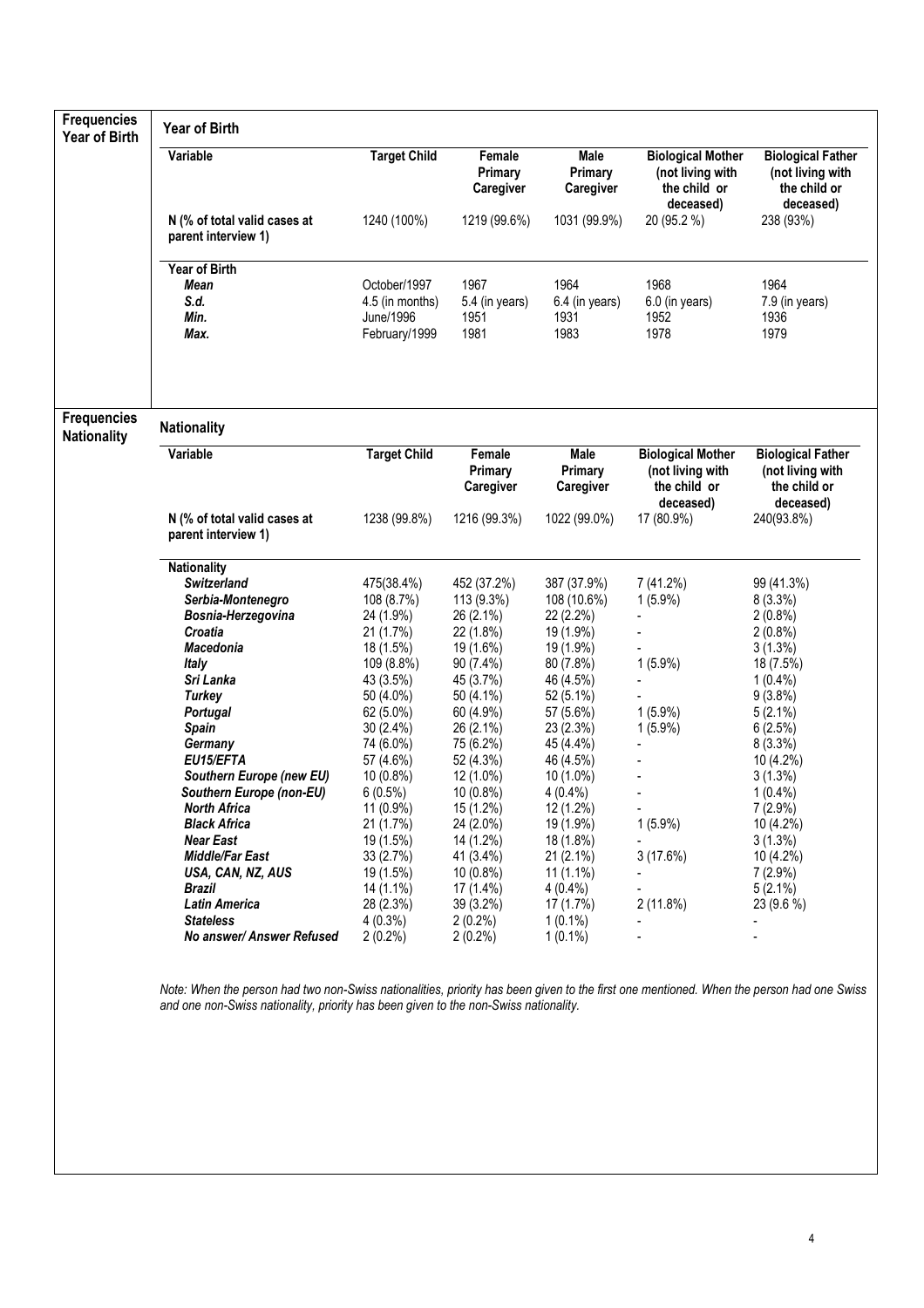**Frequencies Year of Birth**

## Year of Birth

| Variable | Target Child | Female Primary Caregiver | Male Primary Caregiver | Biological Mother (not living with the child or deceased) | Biological Father (not living with the child or deceased) |
|---|---|---|---|---|---|
| N (% of total valid cases at parent interview 1) | 1240 (100%) | 1219 (99.6%) | 1031 (99.9%) | 20 (95.2 %) | 238 (93%) |
| **Year of Birth** | | | | | |
| ***Mean*** | October/1997 | 1967 | 1964 | 1968 | 1964 |
| ***S.d.*** | 4.5 (in months) | 5.4 (in years) | 6.4 (in years) | 6.0 (in years) | 7.9 (in years) |
| ***Min.*** | June/1996 | 1951 | 1931 | 1952 | 1936 |
| ***Max.*** | February/1999 | 1981 | 1983 | 1978 | 1979 |

**Frequencies Nationality**

## Nationality

| Variable | Target Child | Female Primary Caregiver | Male Primary Caregiver | Biological Mother (not living with the child or deceased) | Biological Father (not living with the child or deceased) |
|---|---|---|---|---|---|
| N (% of total valid cases at parent interview 1) | 1238 (99.8%) | 1216 (99.3%) | 1022 (99.0%) | 17 (80.9%) | 240(93.8%) |
| **Nationality** | | | | | |
| ***Switzerland*** | 475(38.4%) | 452 (37.2%) | 387 (37.9%) | 7 (41.2%) | 99 (41.3%) |
| ***Serbia-Montenegro*** | 108 (8.7%) | 113 (9.3%) | 108 (10.6%) | 1 (5.9%) | 8 (3.3%) |
| ***Bosnia-Herzegovina*** | 24 (1.9%) | 26 (2.1%) | 22 (2.2%) | - | 2 (0.8%) |
| ***Croatia*** | 21 (1.7%) | 22 (1.8%) | 19 (1.9%) | - | 2 (0.8%) |
| ***Macedonia*** | 18 (1.5%) | 19 (1.6%) | 19 (1.9%) | - | 3 (1.3%) |
| ***Italy*** | 109 (8.8%) | 90 (7.4%) | 80 (7.8%) | 1 (5.9%) | 18 (7.5%) |
| ***Sri Lanka*** | 43 (3.5%) | 45 (3.7%) | 46 (4.5%) | - | 1 (0.4%) |
| ***Turkey*** | 50 (4.0%) | 50 (4.1%) | 52 (5.1%) | - | 9 (3.8%) |
| ***Portugal*** | 62 (5.0%) | 60 (4.9%) | 57 (5.6%) | 1 (5.9%) | 5 (2.1%) |
| ***Spain*** | 30 (2.4%) | 26 (2.1%) | 23 (2.3%) | 1 (5.9%) | 6 (2.5%) |
| ***Germany*** | 74 (6.0%) | 75 (6.2%) | 45 (4.4%) | - | 8 (3.3%) |
| ***EU15/EFTA*** | 57 (4.6%) | 52 (4.3%) | 46 (4.5%) | - | 10 (4.2%) |
| ***Southern Europe (new EU)*** | 10 (0.8%) | 12 (1.0%) | 10 (1.0%) | - | 3 (1.3%) |
| ***Southern Europe (non-EU)*** | 6 (0.5%) | 10 (0.8%) | 4 (0.4%) | - | 1 (0.4%) |
| ***North Africa*** | 11 (0.9%) | 15 (1.2%) | 12 (1.2%) | - | 7 (2.9%) |
| ***Black Africa*** | 21 (1.7%) | 24 (2.0%) | 19 (1.9%) | 1 (5.9%) | 10 (4.2%) |
| ***Near East*** | 19 (1.5%) | 14 (1.2%) | 18 (1.8%) | - | 3 (1.3%) |
| ***Middle/Far East*** | 33 (2.7%) | 41 (3.4%) | 21 (2.1%) | 3 (17.6%) | 10 (4.2%) |
| ***USA, CAN, NZ, AUS*** | 19 (1.5%) | 10 (0.8%) | 11 (1.1%) | - | 7 (2.9%) |
| ***Brazil*** | 14 (1.1%) | 17 (1.4%) | 4 (0.4%) | - | 5 (2.1%) |
| ***Latin America*** | 28 (2.3%) | 39 (3.2%) | 17 (1.7%) | 2 (11.8%) | 23 (9.6 %) |
| ***Stateless*** | 4 (0.3%) | 2 (0.2%) | 1 (0.1%) | - | - |
| ***No answer/ Answer Refused*** | 2 (0.2%) | 2 (0.2%) | 1 (0.1%) | - | - |

*Note: When the person had two non-Swiss nationalities, priority has been given to the first one mentioned. When the person had one Swiss and one non-Swiss nationality, priority has been given to the non-Swiss nationality.*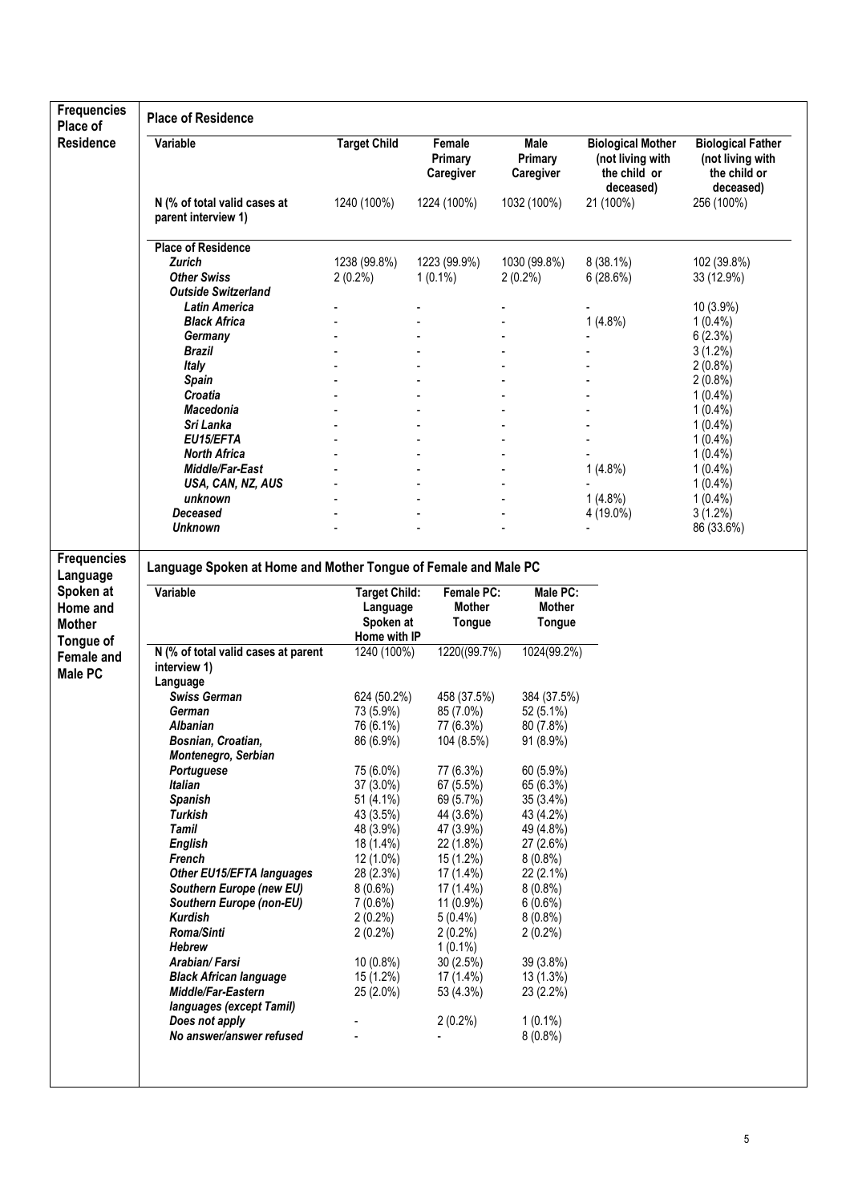| Frequencies Place of Residence | Place of Residence | | | | | |
|---|---|---|---|---|---|---|
| | **Variable** | **Target Child** | **Female Primary Caregiver** | **Male Primary Caregiver** | **Biological Mother (not living with the child or deceased)** | **Biological Father (not living with the child or deceased)** |
| | **N (% of total valid cases at parent interview 1)** | 1240 (100%) | 1224 (100%) | 1032 (100%) | 21 (100%) | 256 (100%) |
| | **Place of Residence** | | | | | |
| | ***Zurich*** | 1238 (99.8%) | 1223 (99.9%) | 1030 (99.8%) | 8 (38.1%) | 102 (39.8%) |
| | ***Other Swiss*** | 2 (0.2%) | 1 (0.1%) | 2 (0.2%) | 6 (28.6%) | 33 (12.9%) |
| | ***Outside Switzerland*** | | | | | |
| | ***Latin America*** | - | - | - | - | 10 (3.9%) |
| | ***Black Africa*** | - | - | - | 1 (4.8%) | 1 (0.4%) |
| | ***Germany*** | - | - | - | - | 6 (2.3%) |
| | ***Brazil*** | - | - | - | - | 3 (1.2%) |
| | ***Italy*** | - | - | - | - | 2 (0.8%) |
| | ***Spain*** | - | - | - | - | 2 (0.8%) |
| | ***Croatia*** | - | - | - | - | 1 (0.4%) |
| | ***Macedonia*** | - | - | - | - | 1 (0.4%) |
| | ***Sri Lanka*** | - | - | - | - | 1 (0.4%) |
| | ***EU15/EFTA*** | - | - | - | - | 1 (0.4%) |
| | ***North Africa*** | - | - | - | - | 1 (0.4%) |
| | ***Middle/Far-East*** | - | - | - | 1 (4.8%) | 1 (0.4%) |
| | ***USA, CAN, NZ, AUS*** | - | - | - | - | 1 (0.4%) |
| | ***unknown*** | - | - | - | 1 (4.8%) | 1 (0.4%) |
| | ***Deceased*** | - | - | - | 4 (19.0%) | 3 (1.2%) |
| | ***Unknown*** | - | - | - | - | 86 (33.6%) |

| Frequencies Language Spoken at Home and Mother Tongue of Female and Male PC | Language Spoken at Home and Mother Tongue of Female and Male PC | | | |
|---|---|---|---|---|
| | **Variable** | **Target Child: Language Spoken at Home with IP** | **Female PC: Mother Tongue** | **Male PC: Mother Tongue** |
| | **N (% of total valid cases at parent interview 1)** | 1240 (100%) | 1220((99.7%) | 1024(99.2%) |
| | **Language** | | | |
| | ***Swiss German*** | 624 (50.2%) | 458 (37.5%) | 384 (37.5%) |
| | ***German*** | 73 (5.9%) | 85 (7.0%) | 52 (5.1%) |
| | ***Albanian*** | 76 (6.1%) | 77 (6.3%) | 80 (7.8%) |
| | ***Bosnian, Croatian, Montenegro, Serbian*** | 86 (6.9%) | 104 (8.5%) | 91 (8.9%) |
| | ***Portuguese*** | 75 (6.0%) | 77 (6.3%) | 60 (5.9%) |
| | ***Italian*** | 37 (3.0%) | 67 (5.5%) | 65 (6.3%) |
| | ***Spanish*** | 51 (4.1%) | 69 (5.7%) | 35 (3.4%) |
| | ***Turkish*** | 43 (3.5%) | 44 (3.6%) | 43 (4.2%) |
| | ***Tamil*** | 48 (3.9%) | 47 (3.9%) | 49 (4.8%) |
| | ***English*** | 18 (1.4%) | 22 (1.8%) | 27 (2.6%) |
| | ***French*** | 12 (1.0%) | 15 (1.2%) | 8 (0.8%) |
| | ***Other EU15/EFTA languages*** | 28 (2.3%) | 17 (1.4%) | 22 (2.1%) |
| | ***Southern Europe (new EU)*** | 8 (0.6%) | 17 (1.4%) | 8 (0.8%) |
| | ***Southern Europe (non-EU)*** | 7 (0.6%) | 11 (0.9%) | 6 (0.6%) |
| | ***Kurdish*** | 2 (0.2%) | 5 (0.4%) | 8 (0.8%) |
| | ***Roma/Sinti*** | 2 (0.2%) | 2 (0.2%) | 2 (0.2%) |
| | ***Hebrew*** | | 1 (0.1%) | |
| | ***Arabian/ Farsi*** | 10 (0.8%) | 30 (2.5%) | 39 (3.8%) |
| | ***Black African language*** | 15 (1.2%) | 17 (1.4%) | 13 (1.3%) |
| | ***Middle/Far-Eastern languages (except Tamil)*** | 25 (2.0%) | 53 (4.3%) | 23 (2.2%) |
| | ***Does not apply*** | - | 2 (0.2%) | 1 (0.1%) |
| | ***No answer/answer refused*** | - | - | 8 (0.8%) |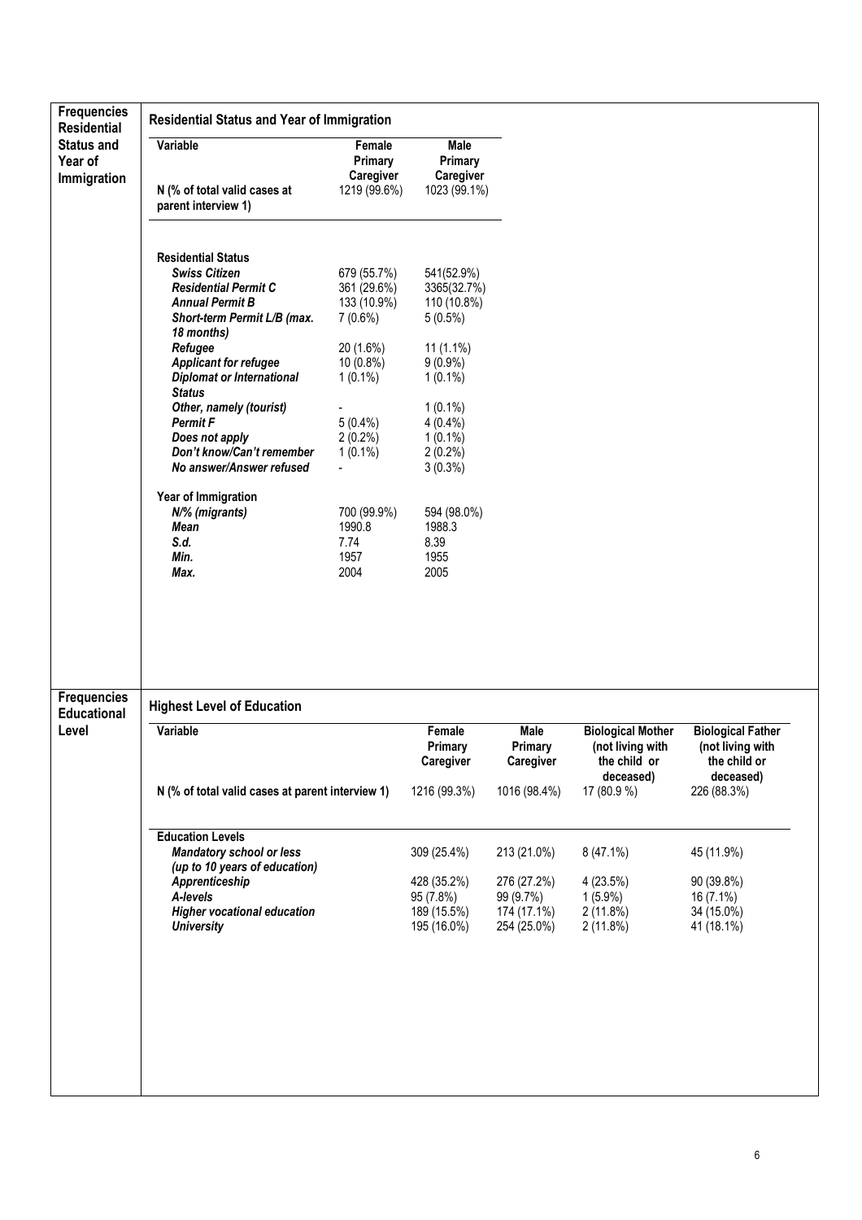| Frequencies Residential Status and Year of Immigration | Residential Status and Year of Immigration | | |
|---|---|---|---|
| | **Variable** | **Female Primary Caregiver** | **Male Primary Caregiver** |
| | **N (% of total valid cases at parent interview 1)** | 1219 (99.6%) | 1023 (99.1%) |
| | **Residential Status** | | |
| | ***Swiss Citizen*** | 679 (55.7%) | 541(52.9%) |
| | ***Residential Permit C*** | 361 (29.6%) | 3365(32.7%) |
| | ***Annual Permit B*** | 133 (10.9%) | 110 (10.8%) |
| | ***Short-term Permit L/B (max. 18 months)*** | 7 (0.6%) | 5 (0.5%) |
| | ***Refugee*** | 20 (1.6%) | 11 (1.1%) |
| | ***Applicant for refugee*** | 10 (0.8%) | 9 (0.9%) |
| | ***Diplomat or International Status*** | 1 (0.1%) | 1 (0.1%) |
| | ***Other, namely (tourist)*** | - | 1 (0.1%) |
| | ***Permit F*** | 5 (0.4%) | 4 (0.4%) |
| | ***Does not apply*** | 2 (0.2%) | 1 (0.1%) |
| | ***Don't know/Can't remember*** | 1 (0.1%) | 2 (0.2%) |
| | ***No answer/Answer refused*** | - | 3 (0.3%) |
| | **Year of Immigration** | | |
| | ***N/% (migrants)*** | 700 (99.9%) | 594 (98.0%) |
| | ***Mean*** | 1990.8 | 1988.3 |
| | ***S.d.*** | 7.74 | 8.39 |
| | ***Min.*** | 1957 | 1955 |
| | ***Max.*** | 2004 | 2005 |

| Frequencies Educational Level | Highest Level of Education | | | | |
|---|---|---|---|---|---|
| | **Variable** | **Female Primary Caregiver** | **Male Primary Caregiver** | **Biological Mother (not living with the child or deceased)** | **Biological Father (not living with the child or deceased)** |
| | **N (% of total valid cases at parent interview 1)** | 1216 (99.3%) | 1016 (98.4%) | 17 (80.9 %) | 226 (88.3%) |
| | **Education Levels** | | | | |
| | ***Mandatory school or less (up to 10 years of education)*** | 309 (25.4%) | 213 (21.0%) | 8 (47.1%) | 45 (11.9%) |
| | ***Apprenticeship*** | 428 (35.2%) | 276 (27.2%) | 4 (23.5%) | 90 (39.8%) |
| | ***A-levels*** | 95 (7.8%) | 99 (9.7%) | 1 (5.9%) | 16 (7.1%) |
| | ***Higher vocational education*** | 189 (15.5%) | 174 (17.1%) | 2 (11.8%) | 34 (15.0%) |
| | ***University*** | 195 (16.0%) | 254 (25.0%) | 2 (11.8%) | 41 (18.1%) |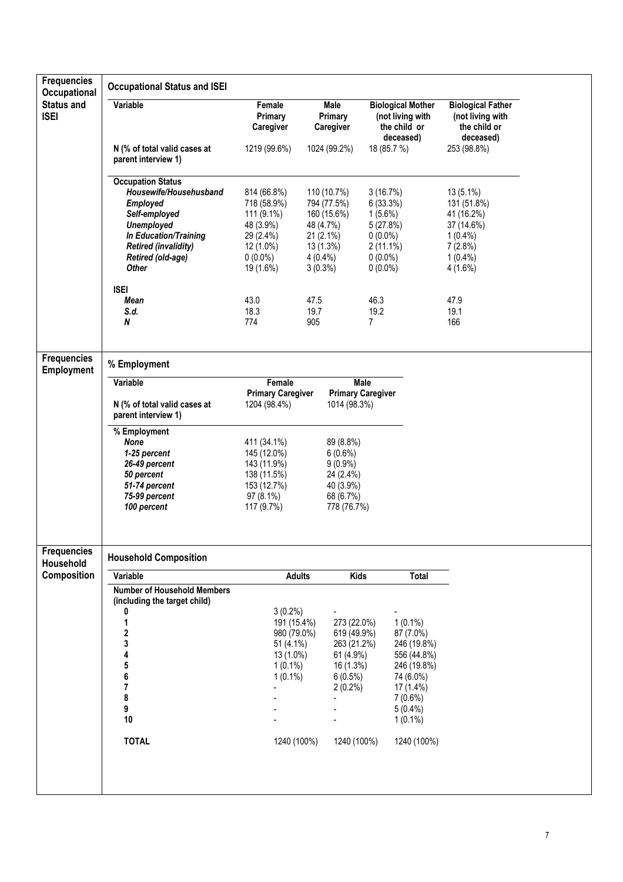## Frequencies Occupational Status and ISEI

### Occupational Status and ISEI

| Variable | Female Primary Caregiver | Male Primary Caregiver | Biological Mother (not living with the child or deceased) | Biological Father (not living with the child or deceased) |
|---|---|---|---|---|
| **N (% of total valid cases at parent interview 1)** | 1219 (99.6%) | 1024 (99.2%) | 18 (85.7 %) | 253 (98.8%) |
| **Occupation Status** | | | | |
| ***Housewife/Househusband*** | 814 (66.8%) | 110 (10.7%) | 3 (16.7%) | 13 (5.1%) |
| ***Employed*** | 718 (58.9%) | 794 (77.5%) | 6 (33.3%) | 131 (51.8%) |
| ***Self-employed*** | 111 (9.1%) | 160 (15.6%) | 1 (5.6%) | 41 (16.2%) |
| ***Unemployed*** | 48 (3.9%) | 48 (4.7%) | 5 (27.8%) | 37 (14.6%) |
| ***In Education/Training*** | 29 (2.4%) | 21 (2.1%) | 0 (0.0%) | 1 (0.4%) |
| ***Retired (invalidity)*** | 12 (1.0%) | 13 (1.3%) | 2 (11.1%) | 7 (2.8%) |
| ***Retired (old-age)*** | 0 (0.0%) | 4 (0.4%) | 0 (0.0%) | 1 (0.4%) |
| ***Other*** | 19 (1.6%) | 3 (0.3%) | 0 (0.0%) | 4 (1.6%) |
| **ISEI** | | | | |
| ***Mean*** | 43.0 | 47.5 | 46.3 | 47.9 |
| ***S.d.*** | 18.3 | 19.7 | 19.2 | 19.1 |
| ***N*** | 774 | 905 | 7 | 166 |

## Frequencies Employment

### % Employment

| Variable | Female Primary Caregiver | Male Primary Caregiver |
|---|---|---|
| **N (% of total valid cases at parent interview 1)** | 1204 (98.4%) | 1014 (98.3%) |
| **% Employment** | | |
| ***None*** | 411 (34.1%) | 89 (8.8%) |
| ***1-25 percent*** | 145 (12.0%) | 6 (0.6%) |
| ***26-49 percent*** | 143 (11.9%) | 9 (0.9%) |
| ***50 percent*** | 138 (11.5%) | 24 (2.4%) |
| ***51-74 percent*** | 153 (12.7%) | 40 (3.9%) |
| ***75-99 percent*** | 97 (8.1%) | 68 (6.7%) |
| ***100 percent*** | 117 (9.7%) | 778 (76.7%) |

## Frequencies Household Composition

### Household Composition

| Variable | Adults | Kids | Total |
|---|---|---|---|
| **Number of Household Members (including the target child)** | | | |
| **0** | 3 (0.2%) | - | - |
| **1** | 191 (15.4%) | 273 (22.0%) | 1 (0.1%) |
| **2** | 980 (79.0%) | 619 (49.9%) | 87 (7.0%) |
| **3** | 51 (4.1%) | 263 (21.2%) | 246 (19.8%) |
| **4** | 13 (1.0%) | 61 (4.9%) | 556 (44.8%) |
| **5** | 1 (0.1%) | 16 (1.3%) | 246 (19.8%) |
| **6** | 1 (0.1%) | 6 (0.5%) | 74 (6.0%) |
| **7** | - | 2 (0.2%) | 17 (1.4%) |
| **8** | - | - | 7 (0.6%) |
| **9** | - | - | 5 (0.4%) |
| **10** | - | - | 1 (0.1%) |
| **TOTAL** | 1240 (100%) | 1240 (100%) | 1240 (100%) |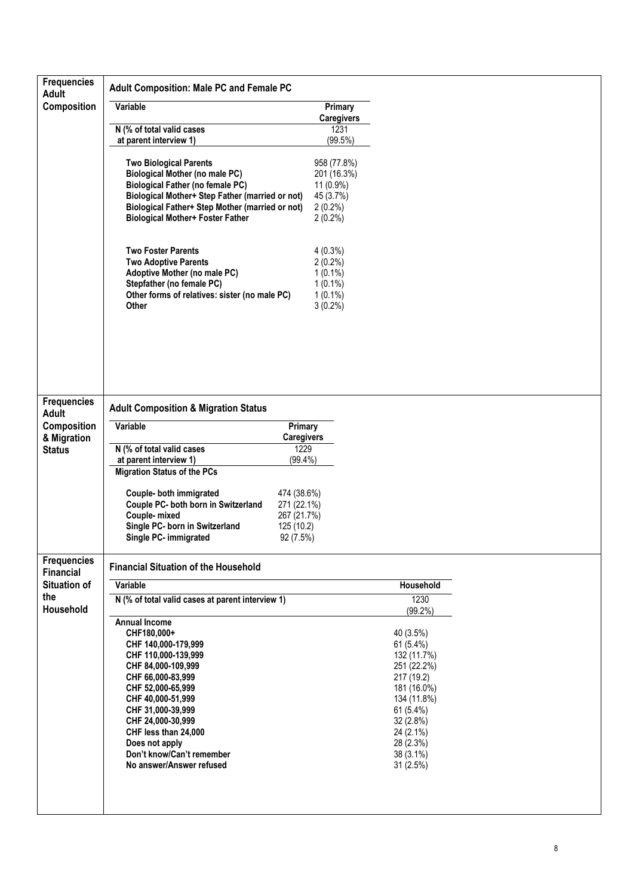**Frequencies Adult Composition**

**Adult Composition: Male PC and Female PC**

| Variable | Primary Caregivers |
|---|---|
| N (% of total valid cases at parent interview 1) | 1231 (99.5%) |
| **Two Biological Parents** | 958 (77.8%) |
| **Biological Mother (no male PC)** | 201 (16.3%) |
| **Biological Father (no female PC)** | 11 (0.9%) |
| **Biological Mother+ Step Father (married or not)** | 45 (3.7%) |
| **Biological Father+ Step Mother (married or not)** | 2 (0.2%) |
| **Biological Mother+ Foster Father** | 2 (0.2%) |
| **Two Foster Parents** | 4 (0.3%) |
| **Two Adoptive Parents** | 2 (0.2%) |
| **Adoptive Mother (no male PC)** | 1 (0.1%) |
| **Stepfather (no female PC)** | 1 (0.1%) |
| **Other forms of relatives: sister (no male PC)** | 1 (0.1%) |
| **Other** | 3 (0.2%) |

**Frequencies Adult Composition & Migration Status**

**Adult Composition & Migration Status**

| Variable | Primary Caregivers |
|---|---|
| N (% of total valid cases at parent interview 1) | 1229 (99.4%) |
| **Migration Status of the PCs** | |
| **Couple- both immigrated** | 474 (38.6%) |
| **Couple PC- both born in Switzerland** | 271 (22.1%) |
| **Couple- mixed** | 267 (21.7%) |
| **Single PC- born in Switzerland** | 125 (10.2) |
| **Single PC- immigrated** | 92 (7.5%) |

**Frequencies Financial Situation of the Household**

**Financial Situation of the Household**

| Variable | Household |
|---|---|
| N (% of total valid cases at parent interview 1) | 1230 (99.2%) |
| **Annual Income** | |
| **CHF180,000+** | 40 (3.5%) |
| **CHF 140,000-179,999** | 61 (5.4%) |
| **CHF 110,000-139,999** | 132 (11.7%) |
| **CHF 84,000-109,999** | 251 (22.2%) |
| **CHF 66,000-83,999** | 217 (19.2) |
| **CHF 52,000-65,999** | 181 (16.0%) |
| **CHF 40,000-51,999** | 134 (11.8%) |
| **CHF 31,000-39,999** | 61 (5.4%) |
| **CHF 24,000-30,999** | 32 (2.8%) |
| **CHF less than 24,000** | 24 (2.1%) |
| **Does not apply** | 28 (2.3%) |
| **Don't know/Can't remember** | 38 (3.1%) |
| **No answer/Answer refused** | 31 (2.5%) |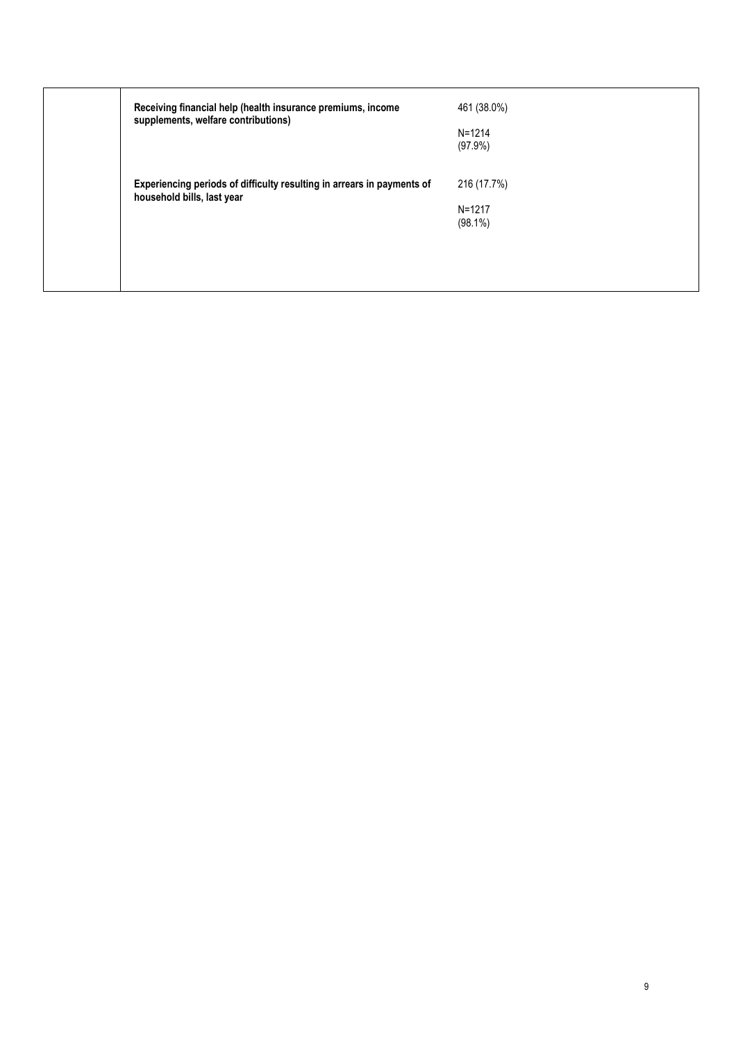| | | |
|---|---|---|
| | **Receiving financial help (health insurance premiums, income supplements, welfare contributions)** | 461 (38.0%)<br><br>N=1214<br>(97.9%) |
| | **Experiencing periods of difficulty resulting in arrears in payments of household bills, last year** | 216 (17.7%)<br><br>N=1217<br>(98.1%) |